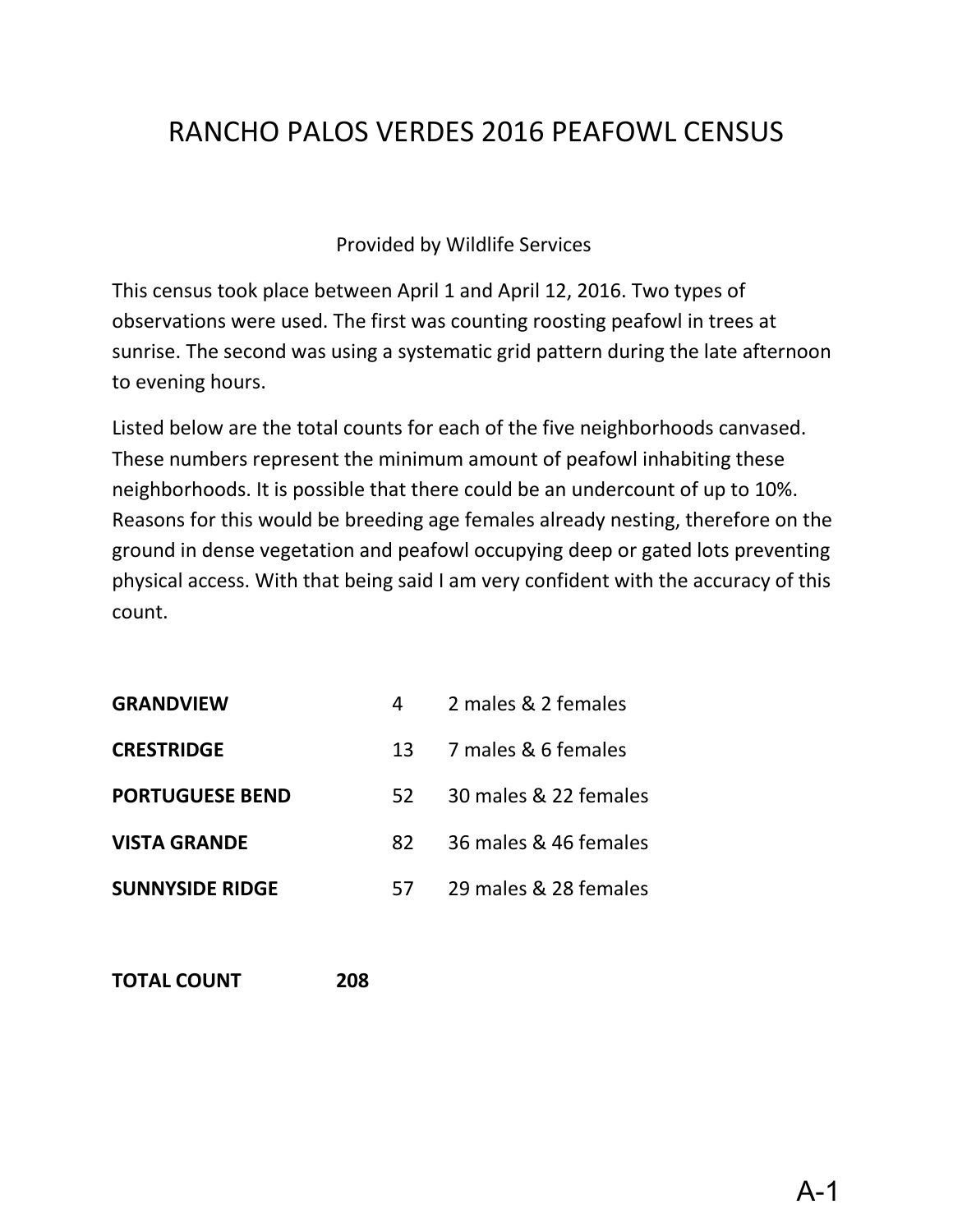# RANCHO PALOS VERDES 2016 PEAFOWL CENSUS

Provided by Wildlife Services

This census took place between April 1 and April 12, 2016. Two types of observations were used. The first was counting roosting peafowl in trees at sunrise. The second was using a systematic grid pattern during the late afternoon to evening hours.

Listed below are the total counts for each of the five neighborhoods canvased. These numbers represent the minimum amount of peafowl inhabiting these neighborhoods. It is possible that there could be an undercount of up to 10%. Reasons for this would be breeding age females already nesting, therefore on the ground in dense vegetation and peafowl occupying deep or gated lots preventing physical access. With that being said I am very confident with the accuracy of this count.

| | | |
|---|---|---|
| **GRANDVIEW** | 4 | 2 males & 2 females |
| **CRESTRIDGE** | 13 | 7 males & 6 females |
| **PORTUGUESE BEND** | 52 | 30 males & 22 females |
| **VISTA GRANDE** | 82 | 36 males & 46 females |
| **SUNNYSIDE RIDGE** | 57 | 29 males & 28 females |

**TOTAL COUNT** **208**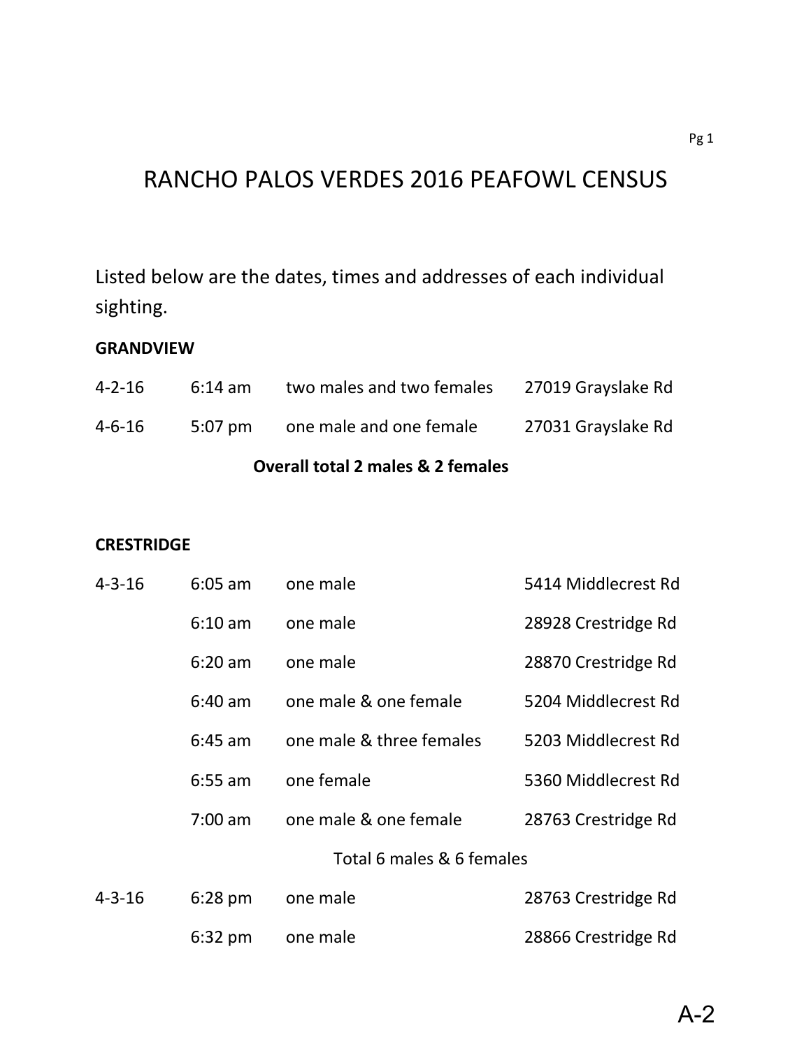# RANCHO PALOS VERDES 2016 PEAFOWL CENSUS

Listed below are the dates, times and addresses of each individual sighting.

**GRANDVIEW**

| | | | |
|---|---|---|---|
| 4-2-16 | 6:14 am | two males and two females | 27019 Grayslake Rd |
| 4-6-16 | 5:07 pm | one male and one female | 27031 Grayslake Rd |

**Overall total 2 males & 2 females**

**CRESTRIDGE**

| | | | |
|---|---|---|---|
| 4-3-16 | 6:05 am | one male | 5414 Middlecrest Rd |
| | 6:10 am | one male | 28928 Crestridge Rd |
| | 6:20 am | one male | 28870 Crestridge Rd |
| | 6:40 am | one male & one female | 5204 Middlecrest Rd |
| | 6:45 am | one male & three females | 5203 Middlecrest Rd |
| | 6:55 am | one female | 5360 Middlecrest Rd |
| | 7:00 am | one male & one female | 28763 Crestridge Rd |

Total 6 males & 6 females

| | | | |
|---|---|---|---|
| 4-3-16 | 6:28 pm | one male | 28763 Crestridge Rd |
| | 6:32 pm | one male | 28866 Crestridge Rd |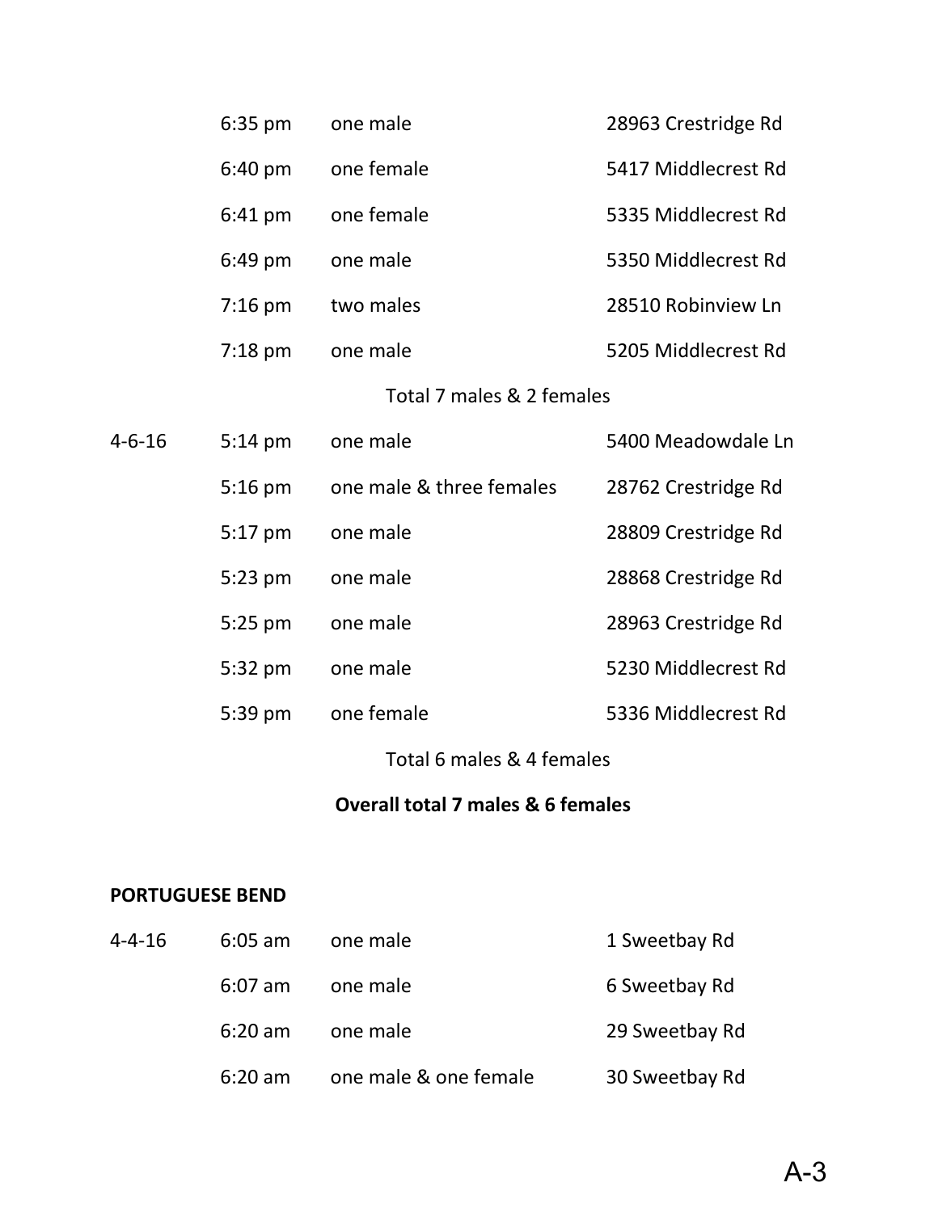| | | | |
|---|---|---|---|
| | 6:35 pm | one male | 28963 Crestridge Rd |
| | 6:40 pm | one female | 5417 Middlecrest Rd |
| | 6:41 pm | one female | 5335 Middlecrest Rd |
| | 6:49 pm | one male | 5350 Middlecrest Rd |
| | 7:16 pm | two males | 28510 Robinview Ln |
| | 7:18 pm | one male | 5205 Middlecrest Rd |

Total 7 males & 2 females

| | | | |
|---|---|---|---|
| 4-6-16 | 5:14 pm | one male | 5400 Meadowdale Ln |
| | 5:16 pm | one male & three females | 28762 Crestridge Rd |
| | 5:17 pm | one male | 28809 Crestridge Rd |
| | 5:23 pm | one male | 28868 Crestridge Rd |
| | 5:25 pm | one male | 28963 Crestridge Rd |
| | 5:32 pm | one male | 5230 Middlecrest Rd |
| | 5:39 pm | one female | 5336 Middlecrest Rd |

Total 6 males & 4 females

**Overall total 7 males & 6 females**

**PORTUGUESE BEND**

| | | | |
|---|---|---|---|
| 4-4-16 | 6:05 am | one male | 1 Sweetbay Rd |
| | 6:07 am | one male | 6 Sweetbay Rd |
| | 6:20 am | one male | 29 Sweetbay Rd |
| | 6:20 am | one male & one female | 30 Sweetbay Rd |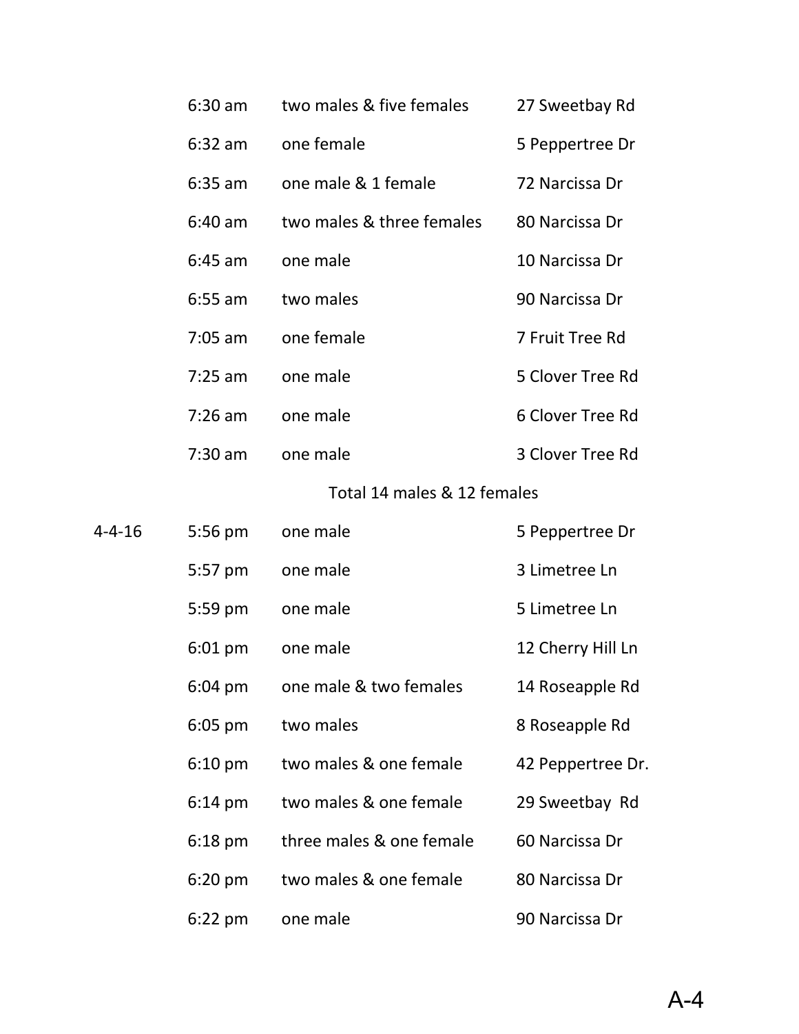|  |  |  |  |
|---|---|---|---|
|  | 6:30 am | two males & five females | 27 Sweetbay Rd |
|  | 6:32 am | one female | 5 Peppertree Dr |
|  | 6:35 am | one male & 1 female | 72 Narcissa Dr |
|  | 6:40 am | two males & three females | 80 Narcissa Dr |
|  | 6:45 am | one male | 10 Narcissa Dr |
|  | 6:55 am | two males | 90 Narcissa Dr |
|  | 7:05 am | one female | 7 Fruit Tree Rd |
|  | 7:25 am | one male | 5 Clover Tree Rd |
|  | 7:26 am | one male | 6 Clover Tree Rd |
|  | 7:30 am | one male | 3 Clover Tree Rd |
|  |  | Total 14 males & 12 females |  |
| 4-4-16 | 5:56 pm | one male | 5 Peppertree Dr |
|  | 5:57 pm | one male | 3 Limetree Ln |
|  | 5:59 pm | one male | 5 Limetree Ln |
|  | 6:01 pm | one male | 12 Cherry Hill Ln |
|  | 6:04 pm | one male & two females | 14 Roseapple Rd |
|  | 6:05 pm | two males | 8 Roseapple Rd |
|  | 6:10 pm | two males & one female | 42 Peppertree Dr. |
|  | 6:14 pm | two males & one female | 29 Sweetbay Rd |
|  | 6:18 pm | three males & one female | 60 Narcissa Dr |
|  | 6:20 pm | two males & one female | 80 Narcissa Dr |
|  | 6:22 pm | one male | 90 Narcissa Dr |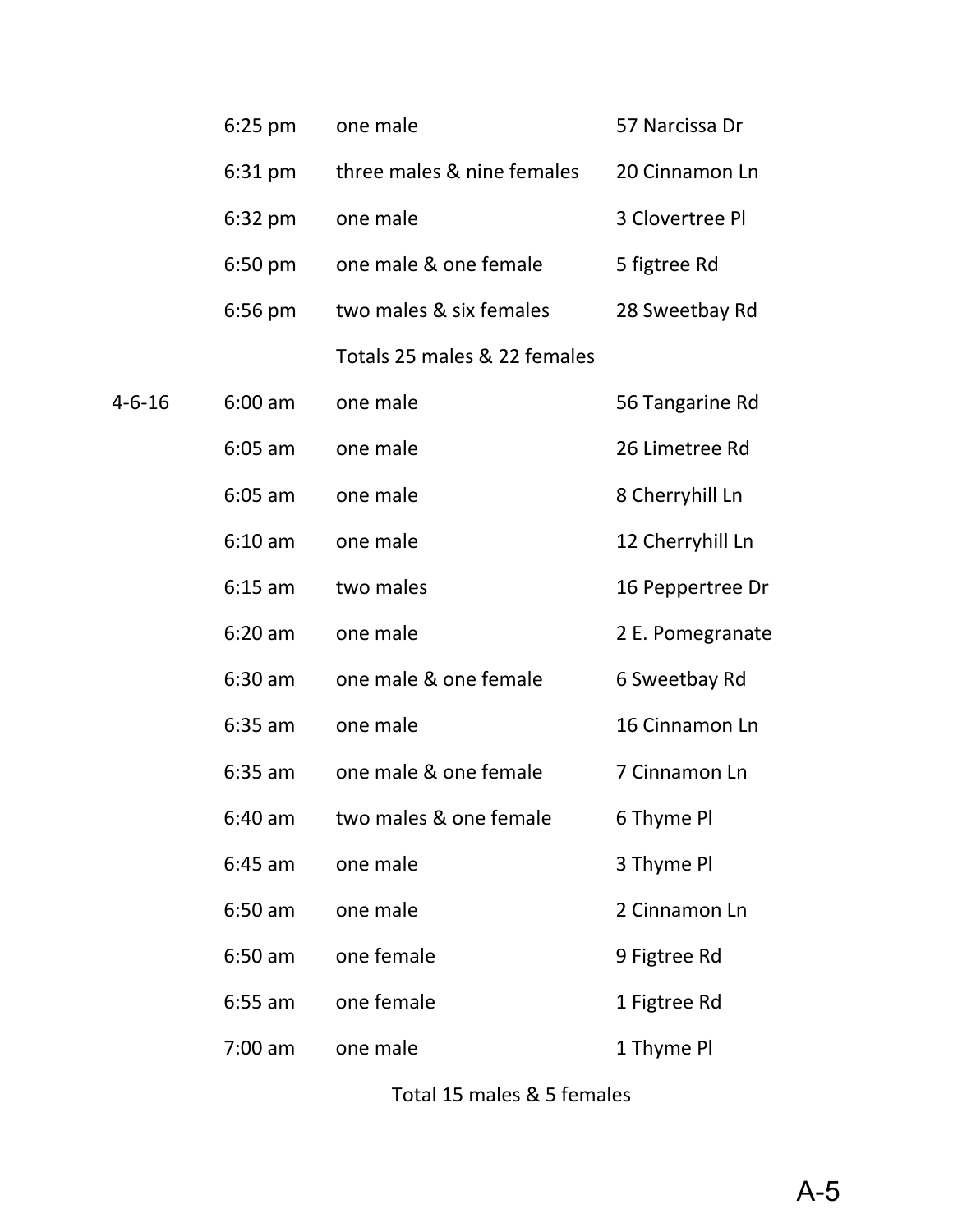| | | | |
|---|---|---|---|
| | 6:25 pm | one male | 57 Narcissa Dr |
| | 6:31 pm | three males & nine females | 20 Cinnamon Ln |
| | 6:32 pm | one male | 3 Clovertree Pl |
| | 6:50 pm | one male & one female | 5 figtree Rd |
| | 6:56 pm | two males & six females | 28 Sweetbay Rd |
| | | Totals 25 males & 22 females | |
| 4-6-16 | 6:00 am | one male | 56 Tangarine Rd |
| | 6:05 am | one male | 26 Limetree Rd |
| | 6:05 am | one male | 8 Cherryhill Ln |
| | 6:10 am | one male | 12 Cherryhill Ln |
| | 6:15 am | two males | 16 Peppertree Dr |
| | 6:20 am | one male | 2 E. Pomegranate |
| | 6:30 am | one male & one female | 6 Sweetbay Rd |
| | 6:35 am | one male | 16 Cinnamon Ln |
| | 6:35 am | one male & one female | 7 Cinnamon Ln |
| | 6:40 am | two males & one female | 6 Thyme Pl |
| | 6:45 am | one male | 3 Thyme Pl |
| | 6:50 am | one male | 2 Cinnamon Ln |
| | 6:50 am | one female | 9 Figtree Rd |
| | 6:55 am | one female | 1 Figtree Rd |
| | 7:00 am | one male | 1 Thyme Pl |

Total 15 males & 5 females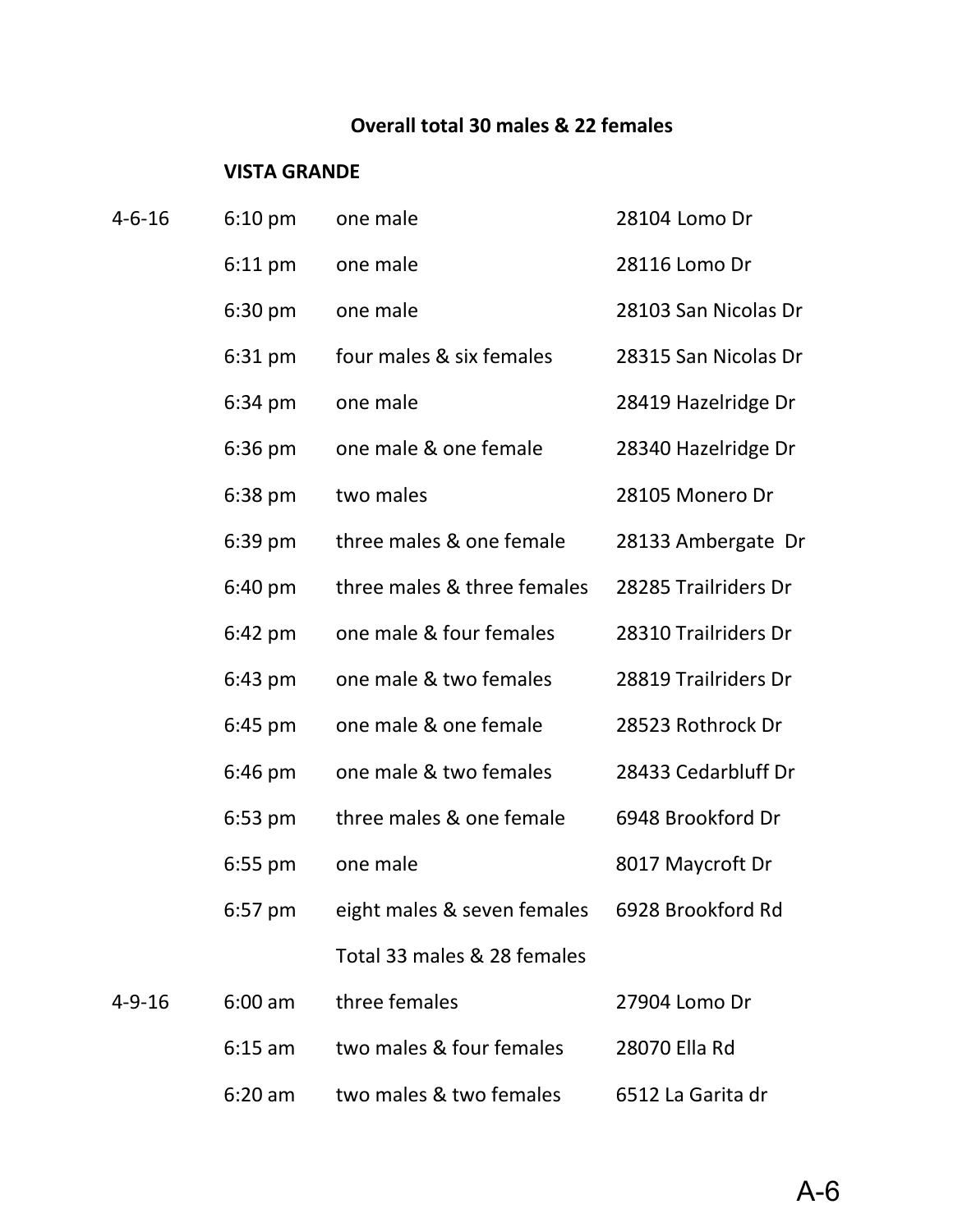**Overall total 30 males & 22 females**

**VISTA GRANDE**

| | | | |
|---|---|---|---|
| 4-6-16 | 6:10 pm | one male | 28104 Lomo Dr |
| | 6:11 pm | one male | 28116 Lomo Dr |
| | 6:30 pm | one male | 28103 San Nicolas Dr |
| | 6:31 pm | four males & six females | 28315 San Nicolas Dr |
| | 6:34 pm | one male | 28419 Hazelridge Dr |
| | 6:36 pm | one male & one female | 28340 Hazelridge Dr |
| | 6:38 pm | two males | 28105 Monero Dr |
| | 6:39 pm | three males & one female | 28133 Ambergate Dr |
| | 6:40 pm | three males & three females | 28285 Trailriders Dr |
| | 6:42 pm | one male & four females | 28310 Trailriders Dr |
| | 6:43 pm | one male & two females | 28819 Trailriders Dr |
| | 6:45 pm | one male & one female | 28523 Rothrock Dr |
| | 6:46 pm | one male & two females | 28433 Cedarbluff Dr |
| | 6:53 pm | three males & one female | 6948 Brookford Dr |
| | 6:55 pm | one male | 8017 Maycroft Dr |
| | 6:57 pm | eight males & seven females | 6928 Brookford Rd |
| | | Total 33 males & 28 females | |
| 4-9-16 | 6:00 am | three females | 27904 Lomo Dr |
| | 6:15 am | two males & four females | 28070 Ella Rd |
| | 6:20 am | two males & two females | 6512 La Garita dr |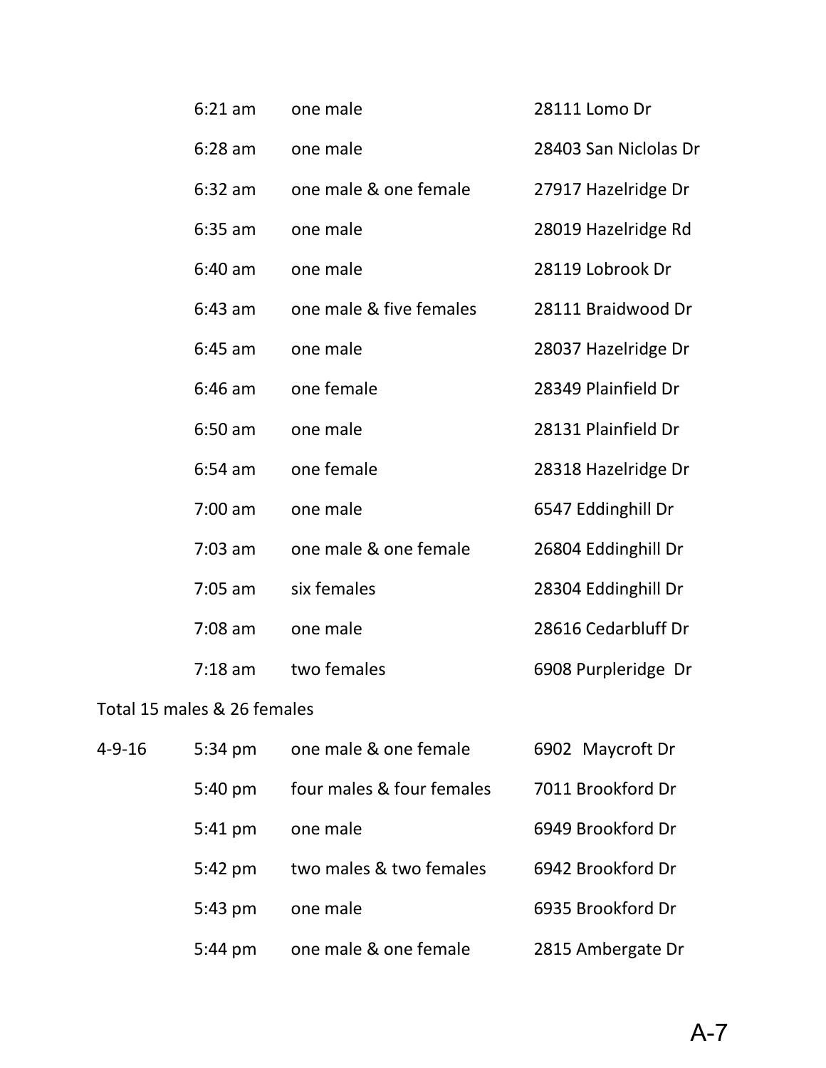| | | | |
|---|---|---|---|
| | 6:21 am | one male | 28111 Lomo Dr |
| | 6:28 am | one male | 28403 San Niclolas Dr |
| | 6:32 am | one male & one female | 27917 Hazelridge Dr |
| | 6:35 am | one male | 28019 Hazelridge Rd |
| | 6:40 am | one male | 28119 Lobrook Dr |
| | 6:43 am | one male & five females | 28111 Braidwood Dr |
| | 6:45 am | one male | 28037 Hazelridge Dr |
| | 6:46 am | one female | 28349 Plainfield Dr |
| | 6:50 am | one male | 28131 Plainfield Dr |
| | 6:54 am | one female | 28318 Hazelridge Dr |
| | 7:00 am | one male | 6547 Eddinghill Dr |
| | 7:03 am | one male & one female | 26804 Eddinghill Dr |
| | 7:05 am | six females | 28304 Eddinghill Dr |
| | 7:08 am | one male | 28616 Cedarbluff Dr |
| | 7:18 am | two females | 6908 Purpleridge Dr |

Total 15 males & 26 females

| | | | |
|---|---|---|---|
| 4-9-16 | 5:34 pm | one male & one female | 6902 Maycroft Dr |
| | 5:40 pm | four males & four females | 7011 Brookford Dr |
| | 5:41 pm | one male | 6949 Brookford Dr |
| | 5:42 pm | two males & two females | 6942 Brookford Dr |
| | 5:43 pm | one male | 6935 Brookford Dr |
| | 5:44 pm | one male & one female | 2815 Ambergate Dr |

A-7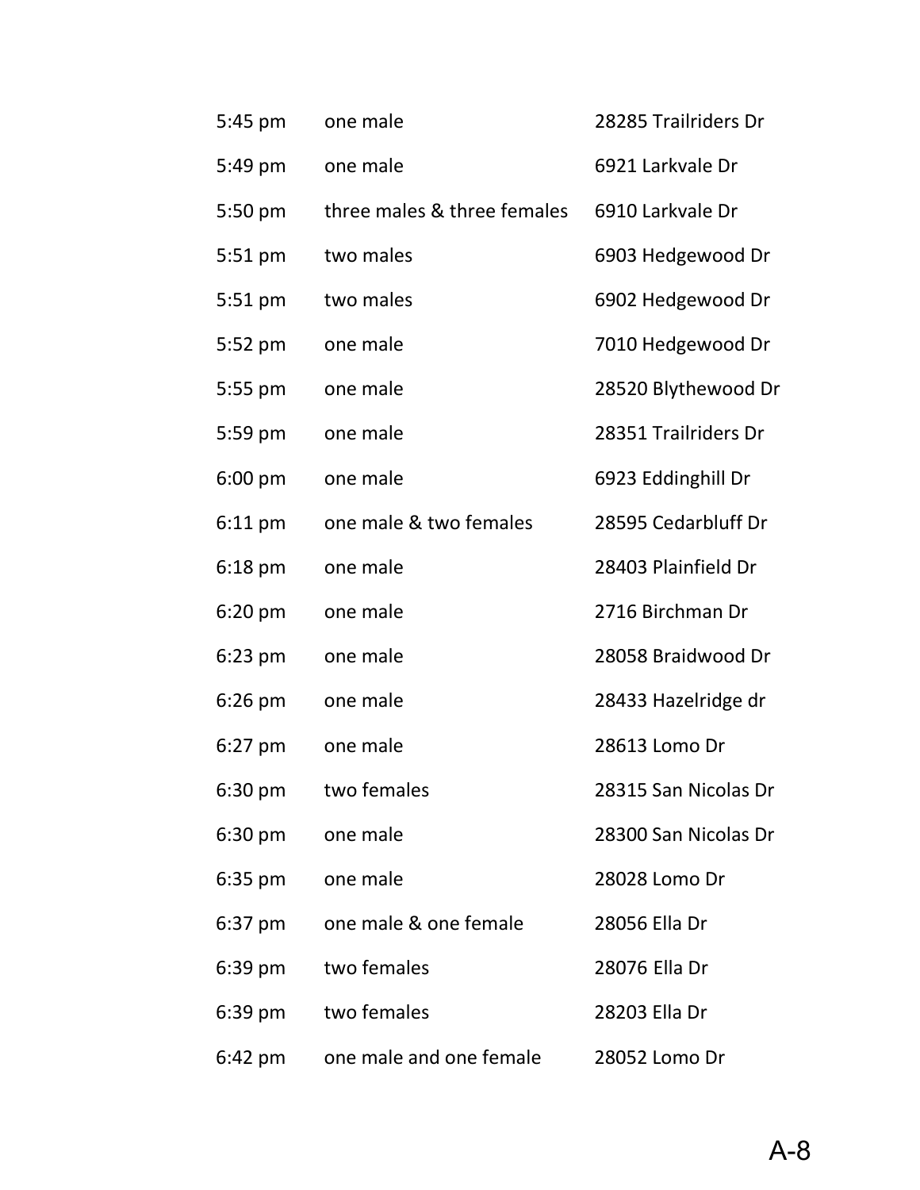| | | |
|---|---|---|
| 5:45 pm | one male | 28285 Trailriders Dr |
| 5:49 pm | one male | 6921 Larkvale Dr |
| 5:50 pm | three males & three females | 6910 Larkvale Dr |
| 5:51 pm | two males | 6903 Hedgewood Dr |
| 5:51 pm | two males | 6902 Hedgewood Dr |
| 5:52 pm | one male | 7010 Hedgewood Dr |
| 5:55 pm | one male | 28520 Blythewood Dr |
| 5:59 pm | one male | 28351 Trailriders Dr |
| 6:00 pm | one male | 6923 Eddinghill Dr |
| 6:11 pm | one male & two females | 28595 Cedarbluff Dr |
| 6:18 pm | one male | 28403 Plainfield Dr |
| 6:20 pm | one male | 2716 Birchman Dr |
| 6:23 pm | one male | 28058 Braidwood Dr |
| 6:26 pm | one male | 28433 Hazelridge dr |
| 6:27 pm | one male | 28613 Lomo Dr |
| 6:30 pm | two females | 28315 San Nicolas Dr |
| 6:30 pm | one male | 28300 San Nicolas Dr |
| 6:35 pm | one male | 28028 Lomo Dr |
| 6:37 pm | one male & one female | 28056 Ella Dr |
| 6:39 pm | two females | 28076 Ella Dr |
| 6:39 pm | two females | 28203 Ella Dr |
| 6:42 pm | one male and one female | 28052 Lomo Dr |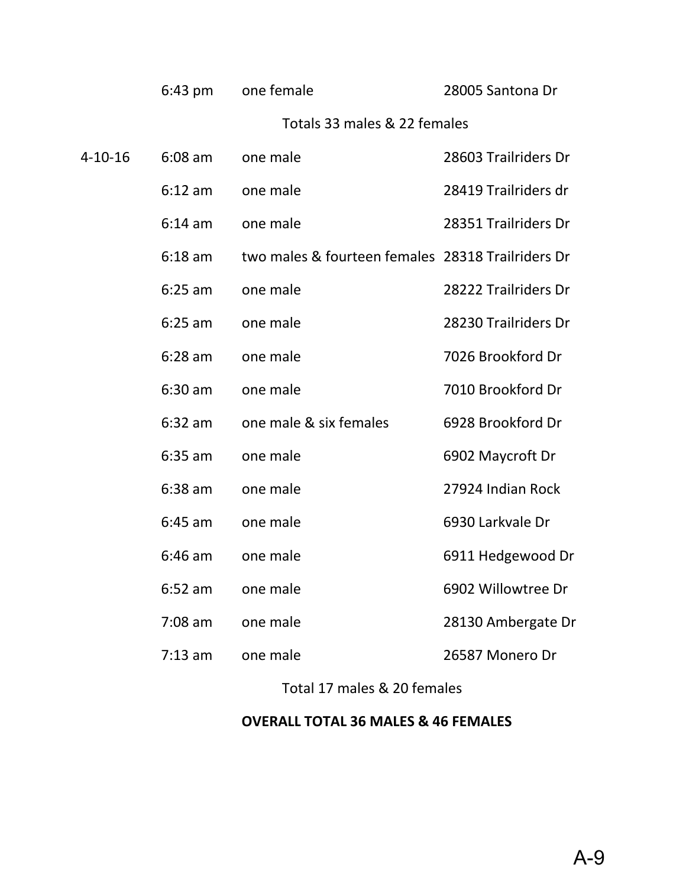| | | | |
|---|---|---|---|
| | 6:43 pm | one female | 28005 Santona Dr |
| | | Totals 33 males & 22 females | |
| 4-10-16 | 6:08 am | one male | 28603 Trailriders Dr |
| | 6:12 am | one male | 28419 Trailriders dr |
| | 6:14 am | one male | 28351 Trailriders Dr |
| | 6:18 am | two males & fourteen females | 28318 Trailriders Dr |
| | 6:25 am | one male | 28222 Trailriders Dr |
| | 6:25 am | one male | 28230 Trailriders Dr |
| | 6:28 am | one male | 7026 Brookford Dr |
| | 6:30 am | one male | 7010 Brookford Dr |
| | 6:32 am | one male & six females | 6928 Brookford Dr |
| | 6:35 am | one male | 6902 Maycroft Dr |
| | 6:38 am | one male | 27924 Indian Rock |
| | 6:45 am | one male | 6930 Larkvale Dr |
| | 6:46 am | one male | 6911 Hedgewood Dr |
| | 6:52 am | one male | 6902 Willowtree Dr |
| | 7:08 am | one male | 28130 Ambergate Dr |
| | 7:13 am | one male | 26587 Monero Dr |
| | | Total 17 males & 20 females | |

**OVERALL TOTAL 36 MALES & 46 FEMALES**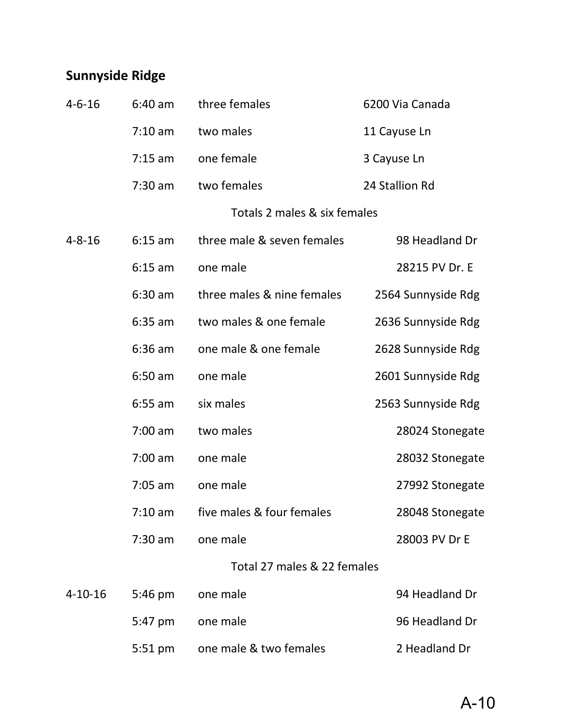## Sunnyside Ridge

| | | | |
|---|---|---|---|
| 4-6-16 | 6:40 am | three females | 6200 Via Canada |
| | 7:10 am | two males | 11 Cayuse Ln |
| | 7:15 am | one female | 3 Cayuse Ln |
| | 7:30 am | two females | 24 Stallion Rd |
| | | Totals 2 males & six females | |
| 4-8-16 | 6:15 am | three male & seven females | 98 Headland Dr |
| | 6:15 am | one male | 28215 PV Dr. E |
| | 6:30 am | three males & nine females | 2564 Sunnyside Rdg |
| | 6:35 am | two males & one female | 2636 Sunnyside Rdg |
| | 6:36 am | one male & one female | 2628 Sunnyside Rdg |
| | 6:50 am | one male | 2601 Sunnyside Rdg |
| | 6:55 am | six males | 2563 Sunnyside Rdg |
| | 7:00 am | two males | 28024 Stonegate |
| | 7:00 am | one male | 28032 Stonegate |
| | 7:05 am | one male | 27992 Stonegate |
| | 7:10 am | five males & four females | 28048 Stonegate |
| | 7:30 am | one male | 28003 PV Dr E |
| | | Total 27 males & 22 females | |
| 4-10-16 | 5:46 pm | one male | 94 Headland Dr |
| | 5:47 pm | one male | 96 Headland Dr |
| | 5:51 pm | one male & two females | 2 Headland Dr |

A-10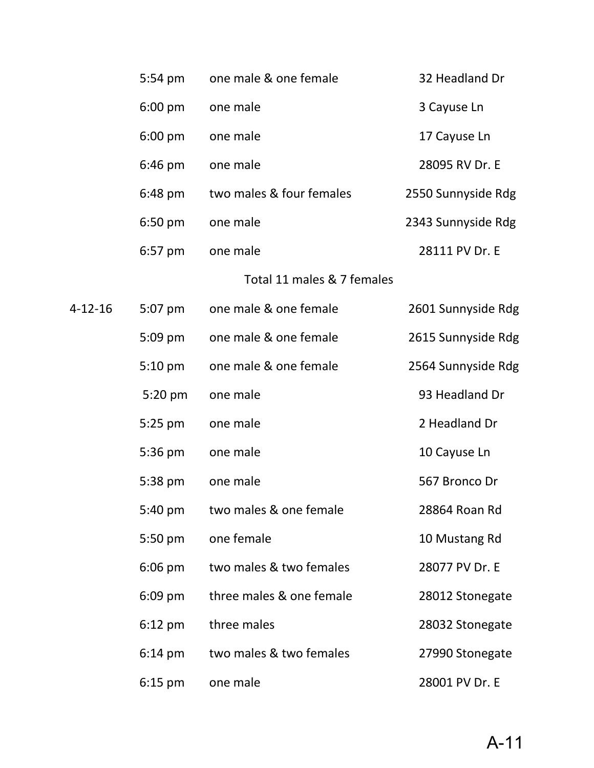| | | | |
|---|---|---|---|
| | 5:54 pm | one male & one female | 32 Headland Dr |
| | 6:00 pm | one male | 3 Cayuse Ln |
| | 6:00 pm | one male | 17 Cayuse Ln |
| | 6:46 pm | one male | 28095 RV Dr. E |
| | 6:48 pm | two males & four females | 2550 Sunnyside Rdg |
| | 6:50 pm | one male | 2343 Sunnyside Rdg |
| | 6:57 pm | one male | 28111 PV Dr. E |
| | | Total 11 males & 7 females | |
| 4-12-16 | 5:07 pm | one male & one female | 2601 Sunnyside Rdg |
| | 5:09 pm | one male & one female | 2615 Sunnyside Rdg |
| | 5:10 pm | one male & one female | 2564 Sunnyside Rdg |
| | 5:20 pm | one male | 93 Headland Dr |
| | 5:25 pm | one male | 2 Headland Dr |
| | 5:36 pm | one male | 10 Cayuse Ln |
| | 5:38 pm | one male | 567 Bronco Dr |
| | 5:40 pm | two males & one female | 28864 Roan Rd |
| | 5:50 pm | one female | 10 Mustang Rd |
| | 6:06 pm | two males & two females | 28077 PV Dr. E |
| | 6:09 pm | three males & one female | 28012 Stonegate |
| | 6:12 pm | three males | 28032 Stonegate |
| | 6:14 pm | two males & two females | 27990 Stonegate |
| | 6:15 pm | one male | 28001 PV Dr. E |

A-11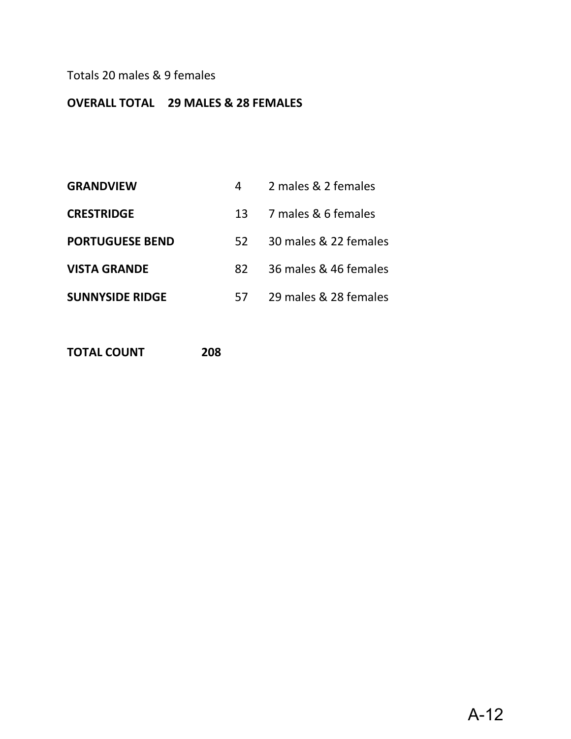Totals 20 males & 9 females

**OVERALL TOTAL 29 MALES & 28 FEMALES**

| | | |
|---|---|---|
| **GRANDVIEW** | 4 | 2 males & 2 females |
| **CRESTRIDGE** | 13 | 7 males & 6 females |
| **PORTUGUESE BEND** | 52 | 30 males & 22 females |
| **VISTA GRANDE** | 82 | 36 males & 46 females |
| **SUNNYSIDE RIDGE** | 57 | 29 males & 28 females |

**TOTAL COUNT 208**